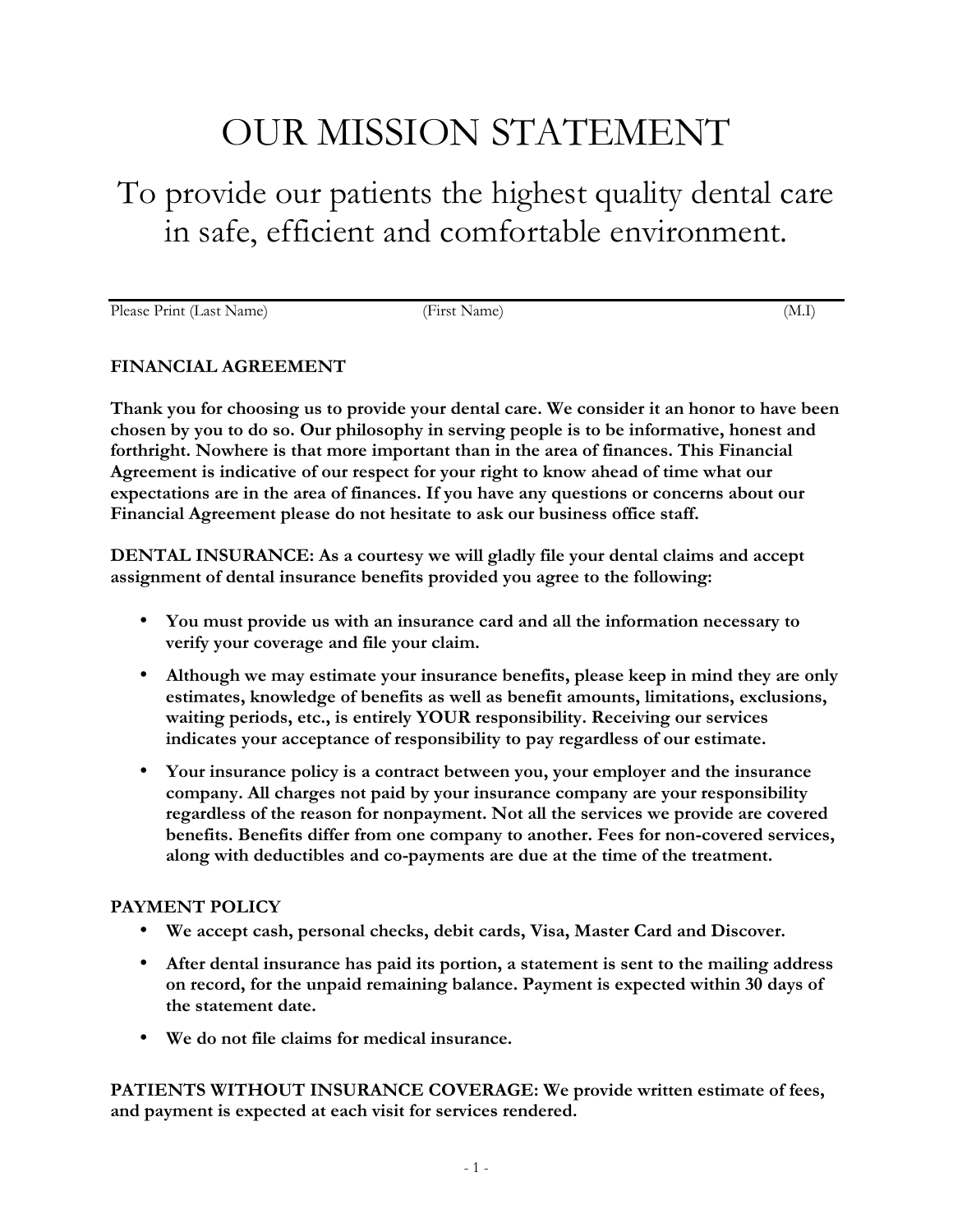# OUR MISSION STATEMENT

## To provide our patients the highest quality dental care in safe, efficient and comfortable environment.

---

Please Print (Last Name) (First Name) (M.I)

**FINANCIAL AGREEMENT**

**Thank you for choosing us to provide your dental care. We consider it an honor to have been chosen by you to do so. Our philosophy in serving people is to be informative, honest and forthright. Nowhere is that more important than in the area of finances. This Financial Agreement is indicative of our respect for your right to know ahead of time what our expectations are in the area of finances. If you have any questions or concerns about our Financial Agreement please do not hesitate to ask our business office staff.**

**DENTAL INSURANCE: As a courtesy we will gladly file your dental claims and accept assignment of dental insurance benefits provided you agree to the following:**

- **You must provide us with an insurance card and all the information necessary to verify your coverage and file your claim.**
- **Although we may estimate your insurance benefits, please keep in mind they are only estimates, knowledge of benefits as well as benefit amounts, limitations, exclusions, waiting periods, etc., is entirely YOUR responsibility. Receiving our services indicates your acceptance of responsibility to pay regardless of our estimate.**
- **Your insurance policy is a contract between you, your employer and the insurance company. All charges not paid by your insurance company are your responsibility regardless of the reason for nonpayment. Not all the services we provide are covered benefits. Benefits differ from one company to another. Fees for non-covered services, along with deductibles and co-payments are due at the time of the treatment.**

**PAYMENT POLICY**

- **We accept cash, personal checks, debit cards, Visa, Master Card and Discover.**
- **After dental insurance has paid its portion, a statement is sent to the mailing address on record, for the unpaid remaining balance. Payment is expected within 30 days of the statement date.**
- **We do not file claims for medical insurance.**

**PATIENTS WITHOUT INSURANCE COVERAGE: We provide written estimate of fees, and payment is expected at each visit for services rendered.**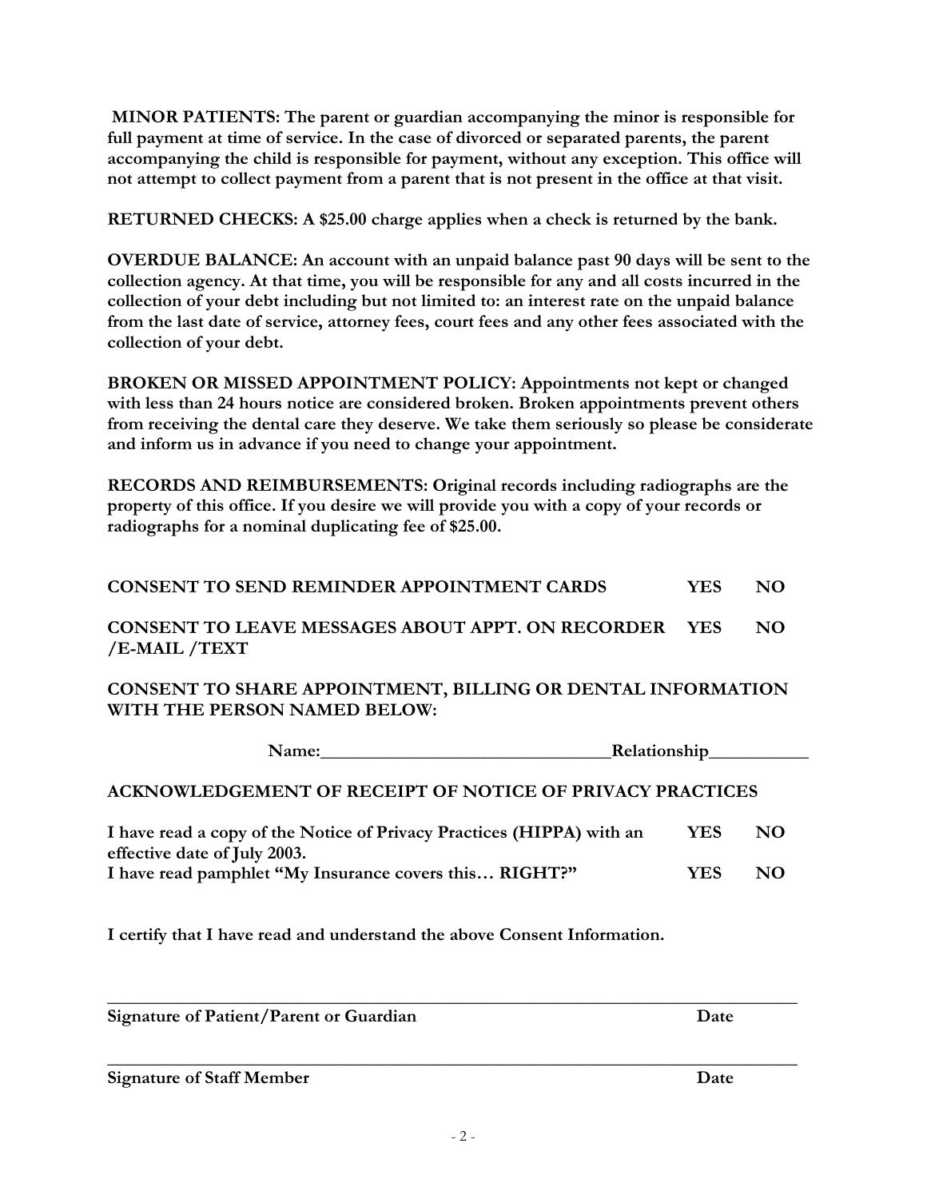**MINOR PATIENTS: The parent or guardian accompanying the minor is responsible for full payment at time of service. In the case of divorced or separated parents, the parent accompanying the child is responsible for payment, without any exception. This office will not attempt to collect payment from a parent that is not present in the office at that visit.**

**RETURNED CHECKS: A $25.00 charge applies when a check is returned by the bank.**

**OVERDUE BALANCE: An account with an unpaid balance past 90 days will be sent to the collection agency. At that time, you will be responsible for any and all costs incurred in the collection of your debt including but not limited to: an interest rate on the unpaid balance from the last date of service, attorney fees, court fees and any other fees associated with the collection of your debt.**

**BROKEN OR MISSED APPOINTMENT POLICY: Appointments not kept or changed with less than 24 hours notice are considered broken. Broken appointments prevent others from receiving the dental care they deserve. We take them seriously so please be considerate and inform us in advance if you need to change your appointment.**

**RECORDS AND REIMBURSEMENTS: Original records including radiographs are the property of this office. If you desire we will provide you with a copy of your records or radiographs for a nominal duplicating fee of $25.00.**

| | | |
|---|---|---|
| **CONSENT TO SEND REMINDER APPOINTMENT CARDS** | **YES** | **NO** |
| **CONSENT TO LEAVE MESSAGES ABOUT APPT. ON RECORDER /E-MAIL /TEXT** | **YES** | **NO** |

**CONSENT TO SHARE APPOINTMENT, BILLING OR DENTAL INFORMATION WITH THE PERSON NAMED BELOW:**

**Name:\_\_\_\_\_\_\_\_\_\_\_\_\_\_\_\_\_\_\_\_\_\_\_\_\_\_\_\_\_\_\_\_Relationship\_\_\_\_\_\_\_\_\_\_\_**

**ACKNOWLEDGEMENT OF RECEIPT OF NOTICE OF PRIVACY PRACTICES**

| | | |
|---|---|---|
| **I have read a copy of the Notice of Privacy Practices (HIPPA) with an effective date of July 2003.** | **YES** | **NO** |
| **I have read pamphlet "My Insurance covers this… RIGHT?"** | **YES** | **NO** |

**I certify that I have read and understand the above Consent Information.**

\_\_\_\_\_\_\_\_\_\_\_\_\_\_\_\_\_\_\_\_\_\_\_\_\_\_\_\_\_\_\_\_\_\_\_\_\_\_\_\_\_\_\_\_\_\_\_\_\_\_\_\_\_\_\_\_\_\_\_\_\_\_\_\_\_\_\_\_\_\_

**Signature of Patient/Parent or Guardian** **Date**

\_\_\_\_\_\_\_\_\_\_\_\_\_\_\_\_\_\_\_\_\_\_\_\_\_\_\_\_\_\_\_\_\_\_\_\_\_\_\_\_\_\_\_\_\_\_\_\_\_\_\_\_\_\_\_\_\_\_\_\_\_\_\_\_\_\_\_\_\_\_

**Signature of Staff Member** **Date**